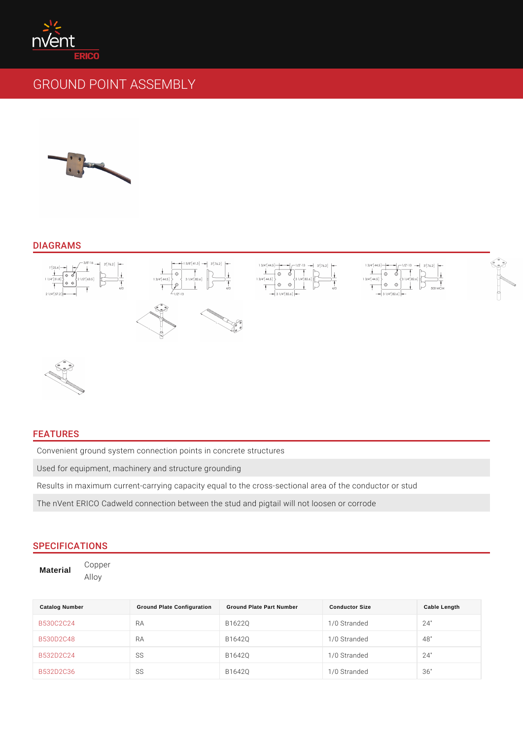# GROUND POINT ASSEMBLY

## DIAGRAMS

## FEATURES

Convenient ground system connection points in concrete structures

Used for equipment, machinery and structure grounding

Results in maximum current-carrying capacity equal to the cross-sectional area of the conductor or stud

The nVent ERICO Cadweld connection between the stud and pigtail will not loosen or corrode

## SPECIFICATIONS

**Material** Copper Alloy

| Catalog Number | Ground Plate Configuration | Ground Plate Part Number | Conductor Size | Cable Length |
|---|---|---|---|---|
| B530C2C24 | RA | B1622Q | 1/0 Stranded | 24" |
| B530D2C48 | RA | B1642Q | 1/0 Stranded | 48" |
| B532D2C24 | SS | B1642Q | 1/0 Stranded | 24" |
| B532D2C36 | SS | B1642Q | 1/0 Stranded | 36" |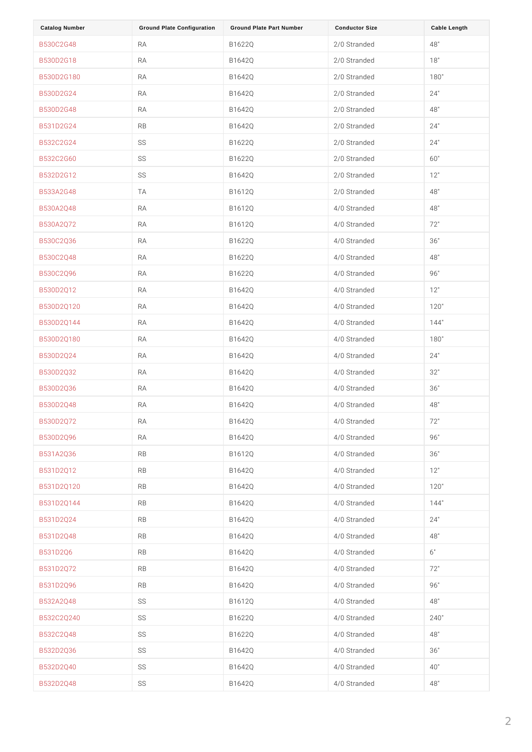| Catalog Number | Ground Plate Configuration | Ground Plate Part Number | Conductor Size | Cable Length |
|---|---|---|---|---|
| B530C2G48 | RA | B1622Q | 2/0 Stranded | 48" |
| B530D2G18 | RA | B1642Q | 2/0 Stranded | 18" |
| B530D2G180 | RA | B1642Q | 2/0 Stranded | 180" |
| B530D2G24 | RA | B1642Q | 2/0 Stranded | 24" |
| B530D2G48 | RA | B1642Q | 2/0 Stranded | 48" |
| B531D2G24 | RB | B1642Q | 2/0 Stranded | 24" |
| B532C2G24 | SS | B1622Q | 2/0 Stranded | 24" |
| B532C2G60 | SS | B1622Q | 2/0 Stranded | 60" |
| B532D2G12 | SS | B1642Q | 2/0 Stranded | 12" |
| B533A2G48 | TA | B1612Q | 2/0 Stranded | 48" |
| B530A2Q48 | RA | B1612Q | 4/0 Stranded | 48" |
| B530A2Q72 | RA | B1612Q | 4/0 Stranded | 72" |
| B530C2Q36 | RA | B1622Q | 4/0 Stranded | 36" |
| B530C2Q48 | RA | B1622Q | 4/0 Stranded | 48" |
| B530C2Q96 | RA | B1622Q | 4/0 Stranded | 96" |
| B530D2Q12 | RA | B1642Q | 4/0 Stranded | 12" |
| B530D2Q120 | RA | B1642Q | 4/0 Stranded | 120" |
| B530D2Q144 | RA | B1642Q | 4/0 Stranded | 144" |
| B530D2Q180 | RA | B1642Q | 4/0 Stranded | 180" |
| B530D2Q24 | RA | B1642Q | 4/0 Stranded | 24" |
| B530D2Q32 | RA | B1642Q | 4/0 Stranded | 32" |
| B530D2Q36 | RA | B1642Q | 4/0 Stranded | 36" |
| B530D2Q48 | RA | B1642Q | 4/0 Stranded | 48" |
| B530D2Q72 | RA | B1642Q | 4/0 Stranded | 72" |
| B530D2Q96 | RA | B1642Q | 4/0 Stranded | 96" |
| B531A2Q36 | RB | B1612Q | 4/0 Stranded | 36" |
| B531D2Q12 | RB | B1642Q | 4/0 Stranded | 12" |
| B531D2Q120 | RB | B1642Q | 4/0 Stranded | 120" |
| B531D2Q144 | RB | B1642Q | 4/0 Stranded | 144" |
| B531D2Q24 | RB | B1642Q | 4/0 Stranded | 24" |
| B531D2Q48 | RB | B1642Q | 4/0 Stranded | 48" |
| B531D2Q6 | RB | B1642Q | 4/0 Stranded | 6" |
| B531D2Q72 | RB | B1642Q | 4/0 Stranded | 72" |
| B531D2Q96 | RB | B1642Q | 4/0 Stranded | 96" |
| B532A2Q48 | SS | B1612Q | 4/0 Stranded | 48" |
| B532C2Q240 | SS | B1622Q | 4/0 Stranded | 240" |
| B532C2Q48 | SS | B1622Q | 4/0 Stranded | 48" |
| B532D2Q36 | SS | B1642Q | 4/0 Stranded | 36" |
| B532D2Q40 | SS | B1642Q | 4/0 Stranded | 40" |
| B532D2Q48 | SS | B1642Q | 4/0 Stranded | 48" |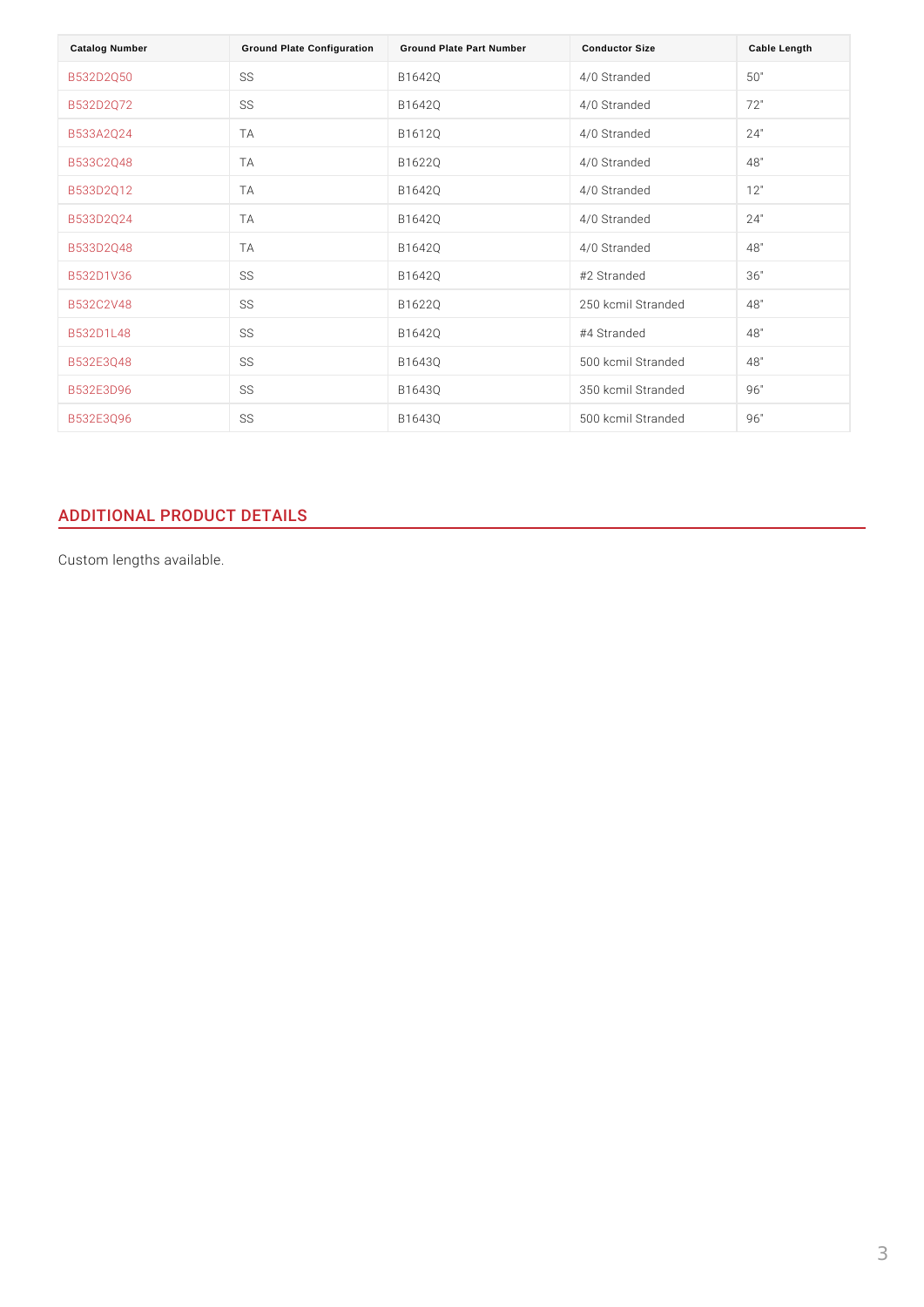| Catalog Number | Ground Plate Configuration | Ground Plate Part Number | Conductor Size | Cable Length |
| --- | --- | --- | --- | --- |
| B532D2Q50 | SS | B1642Q | 4/0 Stranded | 50" |
| B532D2Q72 | SS | B1642Q | 4/0 Stranded | 72" |
| B533A2Q24 | TA | B1612Q | 4/0 Stranded | 24" |
| B533C2Q48 | TA | B1622Q | 4/0 Stranded | 48" |
| B533D2Q12 | TA | B1642Q | 4/0 Stranded | 12" |
| B533D2Q24 | TA | B1642Q | 4/0 Stranded | 24" |
| B533D2Q48 | TA | B1642Q | 4/0 Stranded | 48" |
| B532D1V36 | SS | B1642Q | #2 Stranded | 36" |
| B532C2V48 | SS | B1622Q | 250 kcmil Stranded | 48" |
| B532D1L48 | SS | B1642Q | #4 Stranded | 48" |
| B532E3Q48 | SS | B1643Q | 500 kcmil Stranded | 48" |
| B532E3D96 | SS | B1643Q | 350 kcmil Stranded | 96" |
| B532E3Q96 | SS | B1643Q | 500 kcmil Stranded | 96" |

## ADDITIONAL PRODUCT DETAILS

Custom lengths available.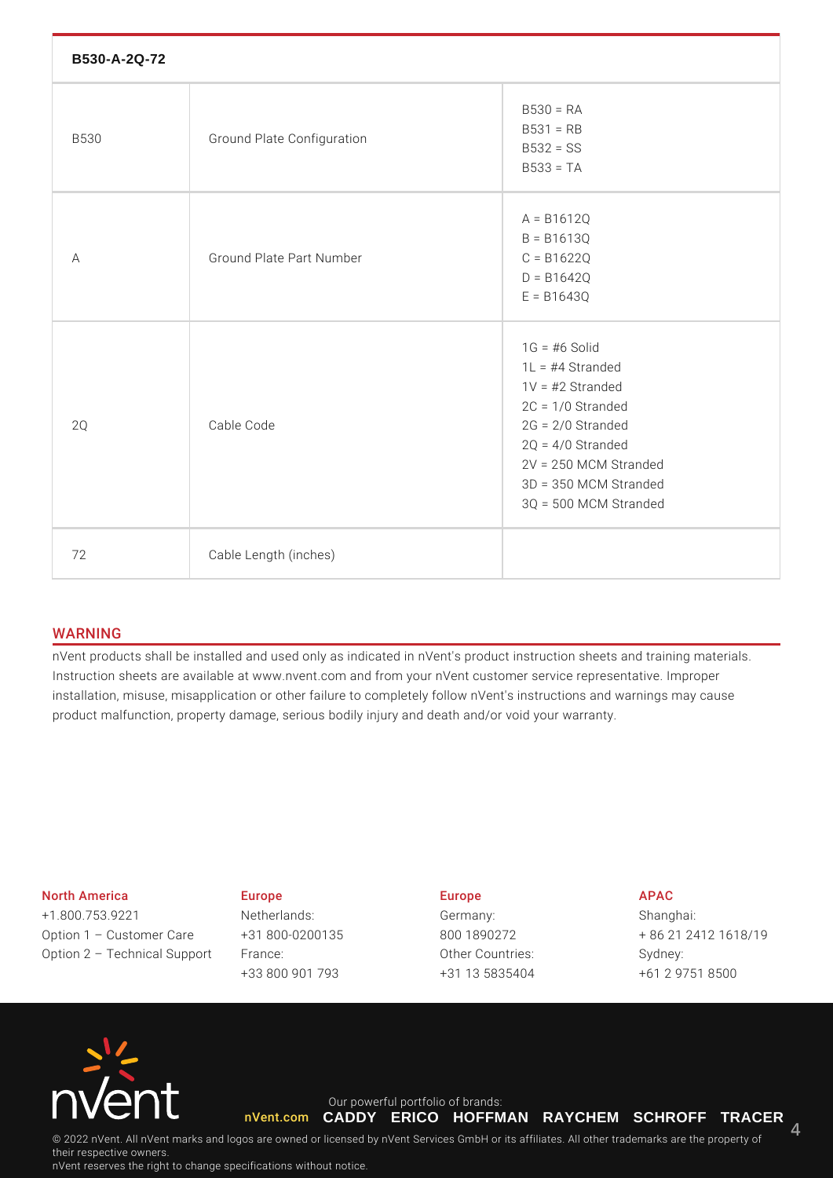| B530-A-2Q-72 | | |
|---|---|---|
| B530 | Ground Plate Configuration | B530 = RA<br>B531 = RB<br>B532 = SS<br>B533 = TA |
| A | Ground Plate Part Number | A = B1612Q<br>B = B1613Q<br>C = B1622Q<br>D = B1642Q<br>E = B1643Q |
| 2Q | Cable Code | 1G = #6 Solid<br>1L = #4 Stranded<br>1V = #2 Stranded<br>2C = 1/0 Stranded<br>2G = 2/0 Stranded<br>2Q = 4/0 Stranded<br>2V = 250 MCM Stranded<br>3D = 350 MCM Stranded<br>3Q = 500 MCM Stranded |
| 72 | Cable Length (inches) | |

## WARNING

nVent products shall be installed and used only as indicated in nVent's product instruction sheets and training materials. Instruction sheets are available at www.nvent.com and from your nVent customer service representative. Improper installation, misuse, misapplication or other failure to completely follow nVent's instructions and warnings may cause product malfunction, property damage, serious bodily injury and death and/or void your warranty.

**North America**
+1.800.753.9221
Option 1 – Customer Care
Option 2 – Technical Support

**Europe**
Netherlands:
+31 800-0200135
France:
+33 800 901 793

**Europe**
Germany:
800 1890272
Other Countries:
+31 13 5835404

**APAC**
Shanghai:
+ 86 21 2412 1618/19
Sydney:
+61 2 9751 8500

Our powerful portfolio of brands:
nVent.com CADDY ERICO HOFFMAN RAYCHEM SCHROFF TRACER

© 2022 nVent. All nVent marks and logos are owned or licensed by nVent Services GmbH or its affiliates. All other trademarks are the property of their respective owners.
nVent reserves the right to change specifications without notice.